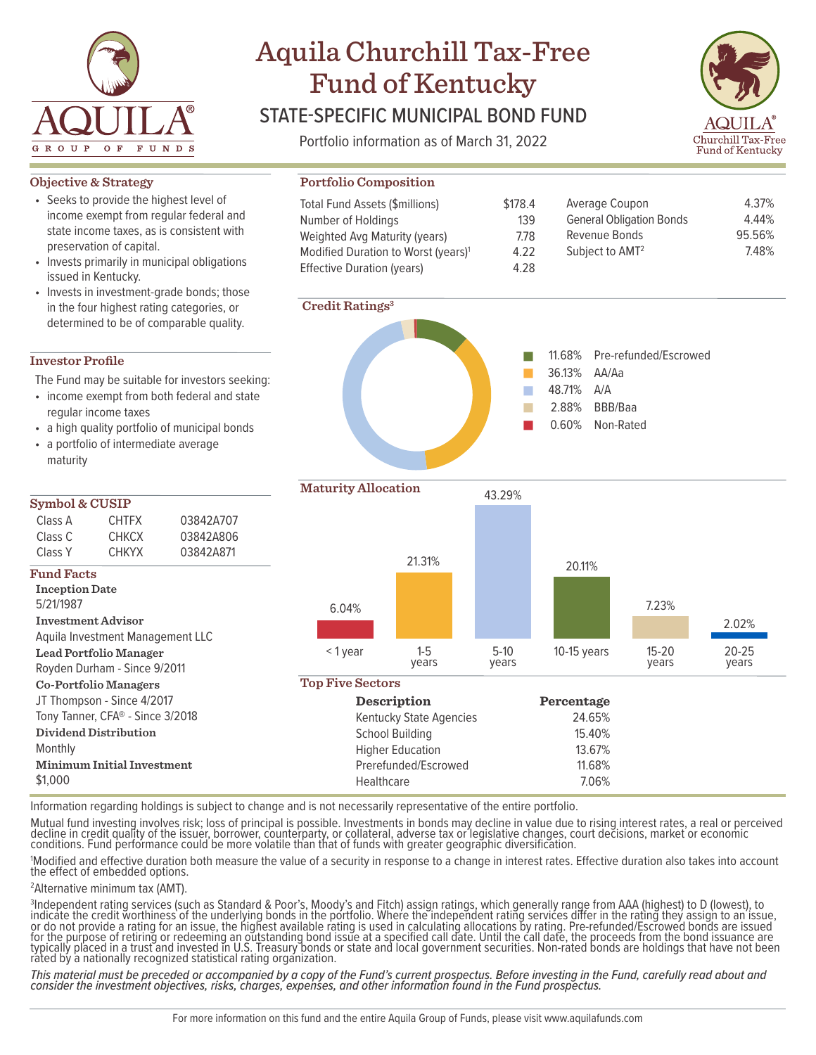# Aquila Churchill Tax-Free Fund of Kentucky

## STATE-SPECIFIC MUNICIPAL BOND FUND

Portfolio information as of March 31, 2022

### Objective & Strategy

- Seeks to provide the highest level of income exempt from regular federal and state income taxes, as is consistent with preservation of capital.
- Invests primarily in municipal obligations issued in Kentucky.
- Invests in investment-grade bonds; those in the four highest rating categories, or determined to be of comparable quality.

### Investor Profile

The Fund may be suitable for investors seeking:

- income exempt from both federal and state regular income taxes
- a high quality portfolio of municipal bonds
- a portfolio of intermediate average maturity

### Symbol & CUSIP

| | | |
|---|---|---|
| Class A | CHTFX | 03842A707 |
| Class C | CHKCX | 03842A806 |
| Class Y | CHKYX | 03842A871 |

### Fund Facts

**Inception Date**
5/21/1987

**Investment Advisor**
Aquila Investment Management LLC

**Lead Portfolio Manager**
Royden Durham - Since 9/2011

**Co-Portfolio Managers**
JT Thompson - Since 4/2017
Tony Tanner, CFA® - Since 3/2018

**Dividend Distribution**
Monthly

**Minimum Initial Investment**
$1,000

### Portfolio Composition

| | |
|---|---|
| Total Fund Assets ($millions) | $178.4 |
| Number of Holdings | 139 |
| Weighted Avg Maturity (years) | 7.78 |
| Modified Duration to Worst (years)[1] | 4.22 |
| Effective Duration (years) | 4.28 |
| Average Coupon | 4.37% |
| General Obligation Bonds | 4.44% |
| Revenue Bonds | 95.56% |
| Subject to AMT[2] | 7.48% |

### Credit Ratings[3]

11.68% Pre-refunded/Escrowed
36.13% AA/Aa
48.71% A/A
2.88% BBB/Baa
0.60% Non-Rated

### Maturity Allocation

6.04% < 1 year
21.31% 1-5 years
43.29% 5-10 years
20.11% 10-15 years
7.23% 15-20 years
2.02% 20-25 years

### Top Five Sectors

| Description | Percentage |
|---|---|
| Kentucky State Agencies | 24.65% |
| School Building | 15.40% |
| Higher Education | 13.67% |
| Prerefunded/Escrowed | 11.68% |
| Healthcare | 7.06% |

Information regarding holdings is subject to change and is not necessarily representative of the entire portfolio.

Mutual fund investing involves risk; loss of principal is possible. Investments in bonds may decline in value due to rising interest rates, a real or perceived decline in credit quality of the issuer, borrower, counterparty, or collateral, adverse tax or legislative changes, court decisions, market or economic conditions. Fund performance could be more volatile than that of funds with greater geographic diversification.

[1]Modified and effective duration both measure the value of a security in response to a change in interest rates. Effective duration also takes into account the effect of embedded options.

[2]Alternative minimum tax (AMT).

[3]Independent rating services (such as Standard & Poor's, Moody's and Fitch) assign ratings, which generally range from AAA (highest) to D (lowest), to indicate the credit worthiness of the underlying bonds in the portfolio. Where the independent rating services differ in the rating they assign to an issue, or do not provide a rating for an issue, the highest available rating is used in calculating allocations by rating. Pre-refunded/Escrowed bonds are issued for the purpose of retiring or redeeming an outstanding bond issue at a specified call date. Until the call date, the proceeds from the bond issuance are typically placed in a trust and invested in U.S. Treasury bonds or state and local government securities. Non-rated bonds are holdings that have not been rated by a nationally recognized statistical rating organization.

*This material must be preceded or accompanied by a copy of the Fund's current prospectus. Before investing in the Fund, carefully read about and consider the investment objectives, risks, charges, expenses, and other information found in the Fund prospectus.*

For more information on this fund and the entire Aquila Group of Funds, please visit www.aquilafunds.com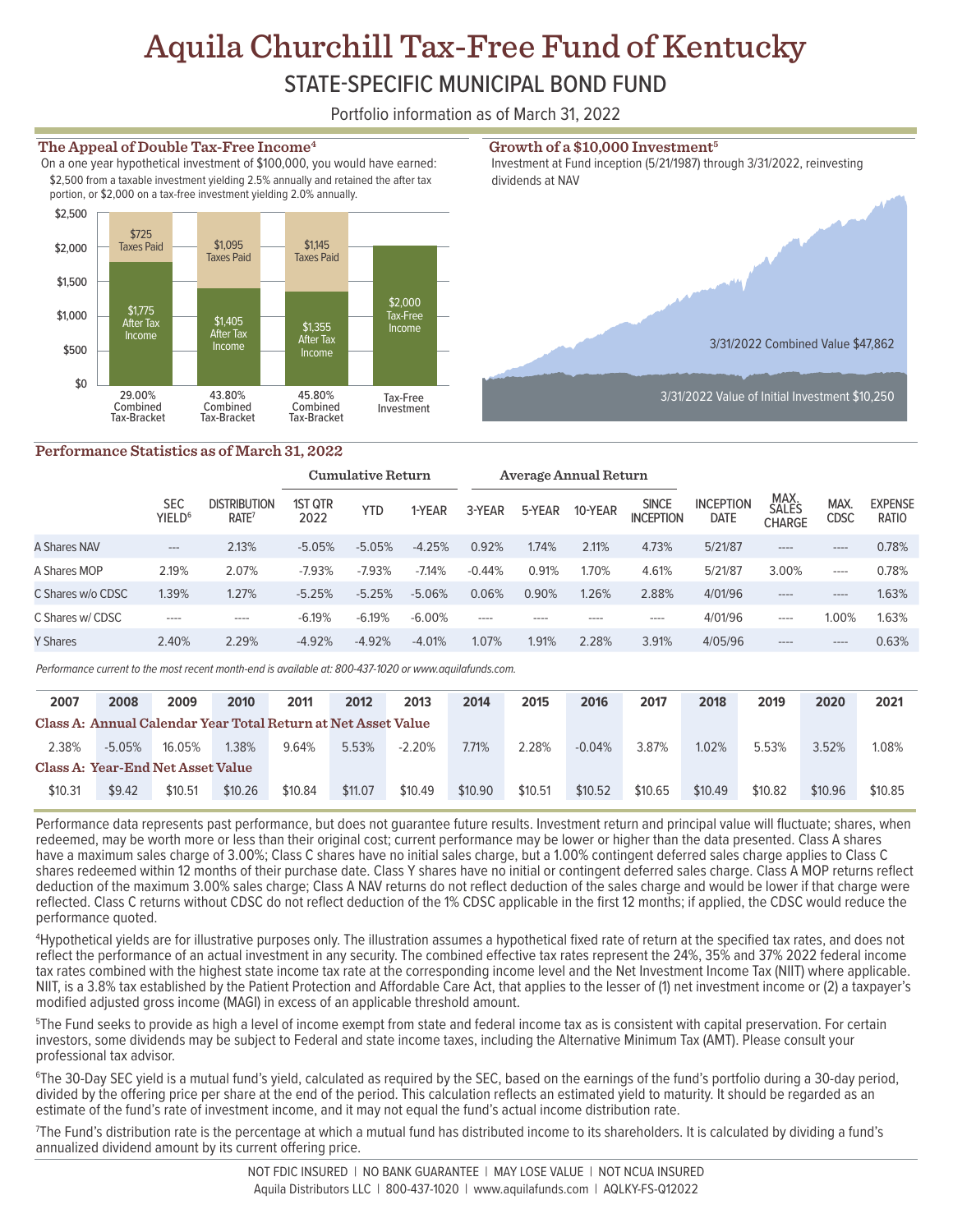# Aquila Churchill Tax-Free Fund of Kentucky

## STATE-SPECIFIC MUNICIPAL BOND FUND

Portfolio information as of March 31, 2022

### The Appeal of Double Tax-Free Income[4]

On a one year hypothetical investment of $100,000, you would have earned: $2,500 from a taxable investment yielding 2.5% annually and retained the after tax portion, or $2,000 on a tax-free investment yielding 2.0% annually.

$2,500
$2,000
$1,500
$1,000
$500
$0

$725 Taxes Paid
$1,775 After Tax Income
29.00% Combined Tax-Bracket

$1,095 Taxes Paid
$1,405 After Tax Income
43.80% Combined Tax-Bracket

$1,145 Taxes Paid
$1,355 After Tax Income
45.80% Combined Tax-Bracket

$2,000 Tax-Free Income
Tax-Free Investment

### Growth of a $10,000 Investment[5]

Investment at Fund inception (5/21/1987) through 3/31/2022, reinvesting dividends at NAV

3/31/2022 Combined Value $47,862

3/31/2022 Value of Initial Investment $10,250

### Performance Statistics as of March 31, 2022

| | | | Cumulative Return | | | Average Annual Return | | | | | | | |
|---|---|---|---|---|---|---|---|---|---|---|---|---|---|
| | SEC YIELD[6] | DISTRIBUTION RATE[7] | 1ST QTR 2022 | YTD | 1-YEAR | 3-YEAR | 5-YEAR | 10-YEAR | SINCE INCEPTION | INCEPTION DATE | MAX. SALES CHARGE | MAX. CDSC | EXPENSE RATIO |
| A Shares NAV | --- | 2.13% | -5.05% | -5.05% | -4.25% | 0.92% | 1.74% | 2.11% | 4.73% | 5/21/87 | ---- | ---- | 0.78% |
| A Shares MOP | 2.19% | 2.07% | -7.93% | -7.93% | -7.14% | -0.44% | 0.91% | 1.70% | 4.61% | 5/21/87 | 3.00% | ---- | 0.78% |
| C Shares w/o CDSC | 1.39% | 1.27% | -5.25% | -5.25% | -5.06% | 0.06% | 0.90% | 1.26% | 2.88% | 4/01/96 | ---- | ---- | 1.63% |
| C Shares w/ CDSC | ---- | ---- | -6.19% | -6.19% | -6.00% | ---- | ---- | ---- | ---- | 4/01/96 | ---- | 1.00% | 1.63% |
| Y Shares | 2.40% | 2.29% | -4.92% | -4.92% | -4.01% | 1.07% | 1.91% | 2.28% | 3.91% | 4/05/96 | ---- | ---- | 0.63% |

*Performance current to the most recent month-end is available at: 800-437-1020 or www.aquilafunds.com.*

| 2007 | 2008 | 2009 | 2010 | 2011 | 2012 | 2013 | 2014 | 2015 | 2016 | 2017 | 2018 | 2019 | 2020 | 2021 |
|---|---|---|---|---|---|---|---|---|---|---|---|---|---|---|
| **Class A: Annual Calendar Year Total Return at Net Asset Value** | | | | | | | | | | | | | | |
| 2.38% | -5.05% | 16.05% | 1.38% | 9.64% | 5.53% | -2.20% | 7.71% | 2.28% | -0.04% | 3.87% | 1.02% | 5.53% | 3.52% | 1.08% |
| **Class A: Year-End Net Asset Value** | | | | | | | | | | | | | | |
| $10.31 | $9.42 | $10.51 | $10.26 | $10.84 | $11.07 | $10.49 | $10.90 | $10.51 | $10.52 | $10.65 | $10.49 | $10.82 | $10.96 | $10.85 |

Performance data represents past performance, but does not guarantee future results. Investment return and principal value will fluctuate; shares, when redeemed, may be worth more or less than their original cost; current performance may be lower or higher than the data presented. Class A shares have a maximum sales charge of 3.00%; Class C shares have no initial sales charge, but a 1.00% contingent deferred sales charge applies to Class C shares redeemed within 12 months of their purchase date. Class Y shares have no initial or contingent deferred sales charge. Class A MOP returns reflect deduction of the maximum 3.00% sales charge; Class A NAV returns do not reflect deduction of the sales charge and would be lower if that charge were reflected. Class C returns without CDSC do not reflect deduction of the 1% CDSC applicable in the first 12 months; if applied, the CDSC would reduce the performance quoted.

[4]Hypothetical yields are for illustrative purposes only. The illustration assumes a hypothetical fixed rate of return at the specified tax rates, and does not reflect the performance of an actual investment in any security. The combined effective tax rates represent the 24%, 35% and 37% 2022 federal income tax rates combined with the highest state income tax rate at the corresponding income level and the Net Investment Income Tax (NIIT) where applicable. NIIT, is a 3.8% tax established by the Patient Protection and Affordable Care Act, that applies to the lesser of (1) net investment income or (2) a taxpayer's modified adjusted gross income (MAGI) in excess of an applicable threshold amount.

[5]The Fund seeks to provide as high a level of income exempt from state and federal income tax as is consistent with capital preservation. For certain investors, some dividends may be subject to Federal and state income taxes, including the Alternative Minimum Tax (AMT). Please consult your professional tax advisor.

[6]The 30-Day SEC yield is a mutual fund's yield, calculated as required by the SEC, based on the earnings of the fund's portfolio during a 30-day period, divided by the offering price per share at the end of the period. This calculation reflects an estimated yield to maturity. It should be regarded as an estimate of the fund's rate of investment income, and it may not equal the fund's actual income distribution rate.

[7]The Fund's distribution rate is the percentage at which a mutual fund has distributed income to its shareholders. It is calculated by dividing a fund's annualized dividend amount by its current offering price.

NOT FDIC INSURED | NO BANK GUARANTEE | MAY LOSE VALUE | NOT NCUA INSURED
Aquila Distributors LLC | 800-437-1020 | www.aquilafunds.com | AQLKY-FS-Q12022